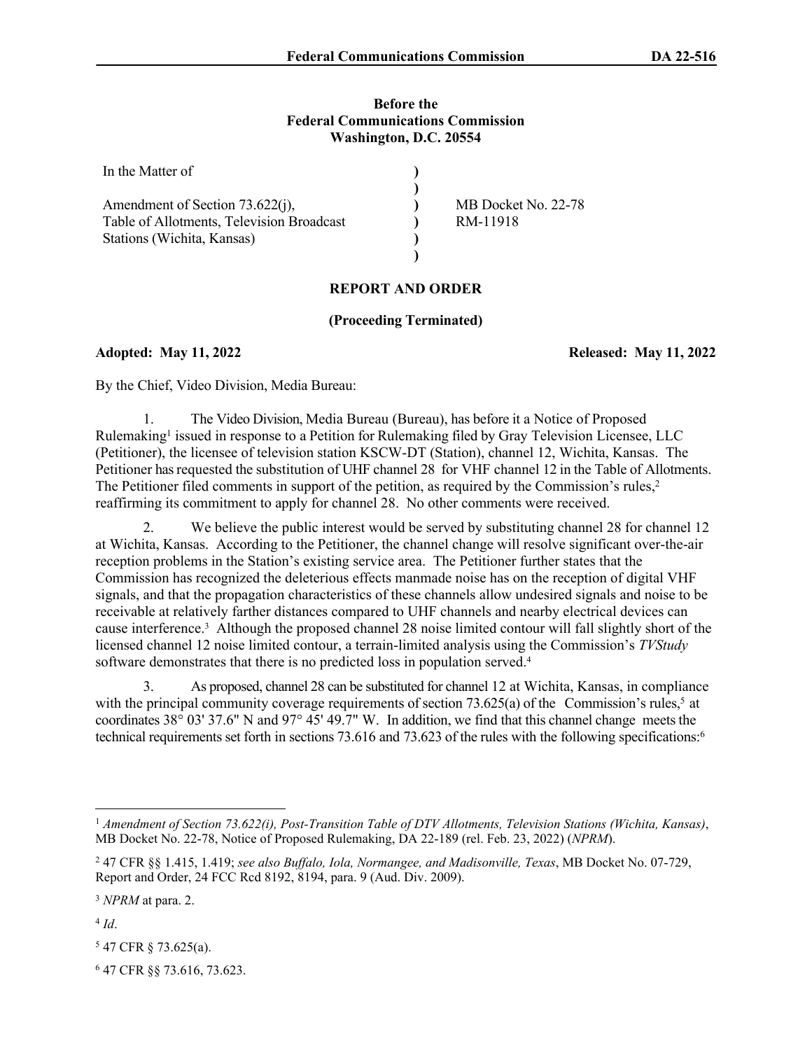**Before the**
**Federal Communications Commission**
**Washington, D.C. 20554**

| In the Matter of | ) | |
|---|---|---|
| | ) | |
| Amendment of Section 73.622(j), | ) | MB Docket No. 22-78 |
| Table of Allotments, Television Broadcast | ) | RM-11918 |
| Stations (Wichita, Kansas) | ) | |
| | ) | |

## REPORT AND ORDER

**(Proceeding Terminated)**

**Adopted: May 11, 2022** **Released: May 11, 2022**

By the Chief, Video Division, Media Bureau:

1. The Video Division, Media Bureau (Bureau), has before it a Notice of Proposed Rulemaking[1] issued in response to a Petition for Rulemaking filed by Gray Television Licensee, LLC (Petitioner), the licensee of television station KSCW-DT (Station), channel 12, Wichita, Kansas. The Petitioner has requested the substitution of UHF channel 28 for VHF channel 12 in the Table of Allotments. The Petitioner filed comments in support of the petition, as required by the Commission's rules,[2] reaffirming its commitment to apply for channel 28. No other comments were received.

2. We believe the public interest would be served by substituting channel 28 for channel 12 at Wichita, Kansas. According to the Petitioner, the channel change will resolve significant over-the-air reception problems in the Station's existing service area. The Petitioner further states that the Commission has recognized the deleterious effects manmade noise has on the reception of digital VHF signals, and that the propagation characteristics of these channels allow undesired signals and noise to be receivable at relatively farther distances compared to UHF channels and nearby electrical devices can cause interference.[3] Although the proposed channel 28 noise limited contour will fall slightly short of the licensed channel 12 noise limited contour, a terrain-limited analysis using the Commission's *TVStudy* software demonstrates that there is no predicted loss in population served.[4]

3. As proposed, channel 28 can be substituted for channel 12 at Wichita, Kansas, in compliance with the principal community coverage requirements of section 73.625(a) of the Commission's rules,[5] at coordinates 38° 03' 37.6" N and 97° 45' 49.7" W. In addition, we find that this channel change meets the technical requirements set forth in sections 73.616 and 73.623 of the rules with the following specifications:[6]

---

[1] *Amendment of Section 73.622(i), Post-Transition Table of DTV Allotments, Television Stations (Wichita, Kansas)*, MB Docket No. 22-78, Notice of Proposed Rulemaking, DA 22-189 (rel. Feb. 23, 2022) (*NPRM*).

[2] 47 CFR §§ 1.415, 1.419; *see also Buffalo, Iola, Normangee, and Madisonville, Texas*, MB Docket No. 07-729, Report and Order, 24 FCC Rcd 8192, 8194, para. 9 (Aud. Div. 2009).

[3] *NPRM* at para. 2.

[4] *Id*.

[5] 47 CFR § 73.625(a).

[6] 47 CFR §§ 73.616, 73.623.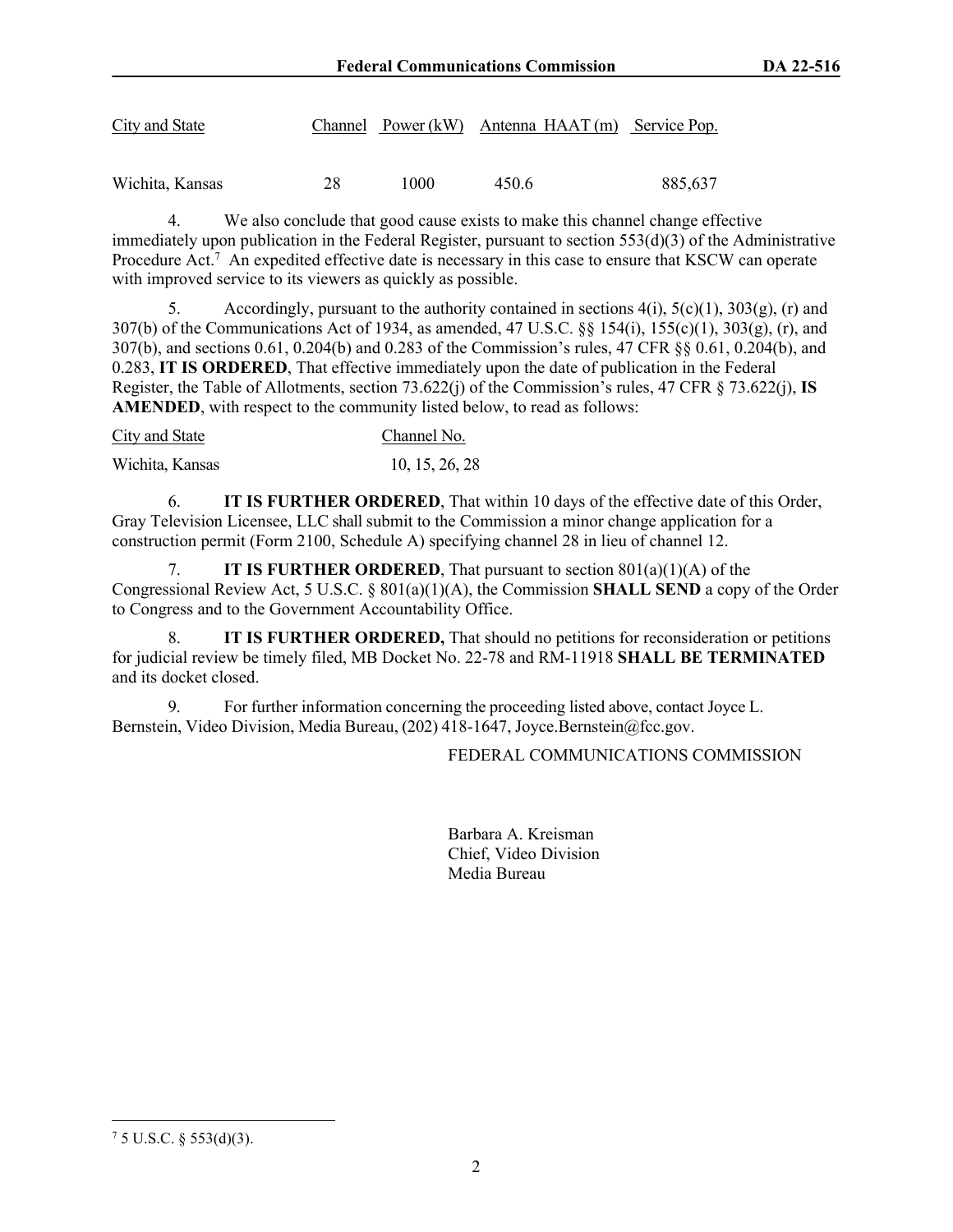| City and State | Channel | Power (kW) | Antenna HAAT (m) | Service Pop. |
|---|---|---|---|---|
| Wichita, Kansas | 28 | 1000 | 450.6 | 885,637 |

4. We also conclude that good cause exists to make this channel change effective immediately upon publication in the Federal Register, pursuant to section 553(d)(3) of the Administrative Procedure Act.[7] An expedited effective date is necessary in this case to ensure that KSCW can operate with improved service to its viewers as quickly as possible.

5. Accordingly, pursuant to the authority contained in sections 4(i), 5(c)(1), 303(g), (r) and 307(b) of the Communications Act of 1934, as amended, 47 U.S.C. §§ 154(i), 155(c)(1), 303(g), (r), and 307(b), and sections 0.61, 0.204(b) and 0.283 of the Commission's rules, 47 CFR §§ 0.61, 0.204(b), and 0.283, **IT IS ORDERED**, That effective immediately upon the date of publication in the Federal Register, the Table of Allotments, section 73.622(j) of the Commission's rules, 47 CFR § 73.622(j), **IS AMENDED**, with respect to the community listed below, to read as follows:

| City and State | Channel No. |
|---|---|
| Wichita, Kansas | 10, 15, 26, 28 |

6. **IT IS FURTHER ORDERED**, That within 10 days of the effective date of this Order, Gray Television Licensee, LLC shall submit to the Commission a minor change application for a construction permit (Form 2100, Schedule A) specifying channel 28 in lieu of channel 12.

7. **IT IS FURTHER ORDERED**, That pursuant to section 801(a)(1)(A) of the Congressional Review Act, 5 U.S.C. § 801(a)(1)(A), the Commission **SHALL SEND** a copy of the Order to Congress and to the Government Accountability Office.

8. **IT IS FURTHER ORDERED,** That should no petitions for reconsideration or petitions for judicial review be timely filed, MB Docket No. 22-78 and RM-11918 **SHALL BE TERMINATED** and its docket closed.

9. For further information concerning the proceeding listed above, contact Joyce L. Bernstein, Video Division, Media Bureau, (202) 418-1647, Joyce.Bernstein@fcc.gov.

FEDERAL COMMUNICATIONS COMMISSION

Barbara A. Kreisman
Chief, Video Division
Media Bureau

[7] 5 U.S.C. § 553(d)(3).